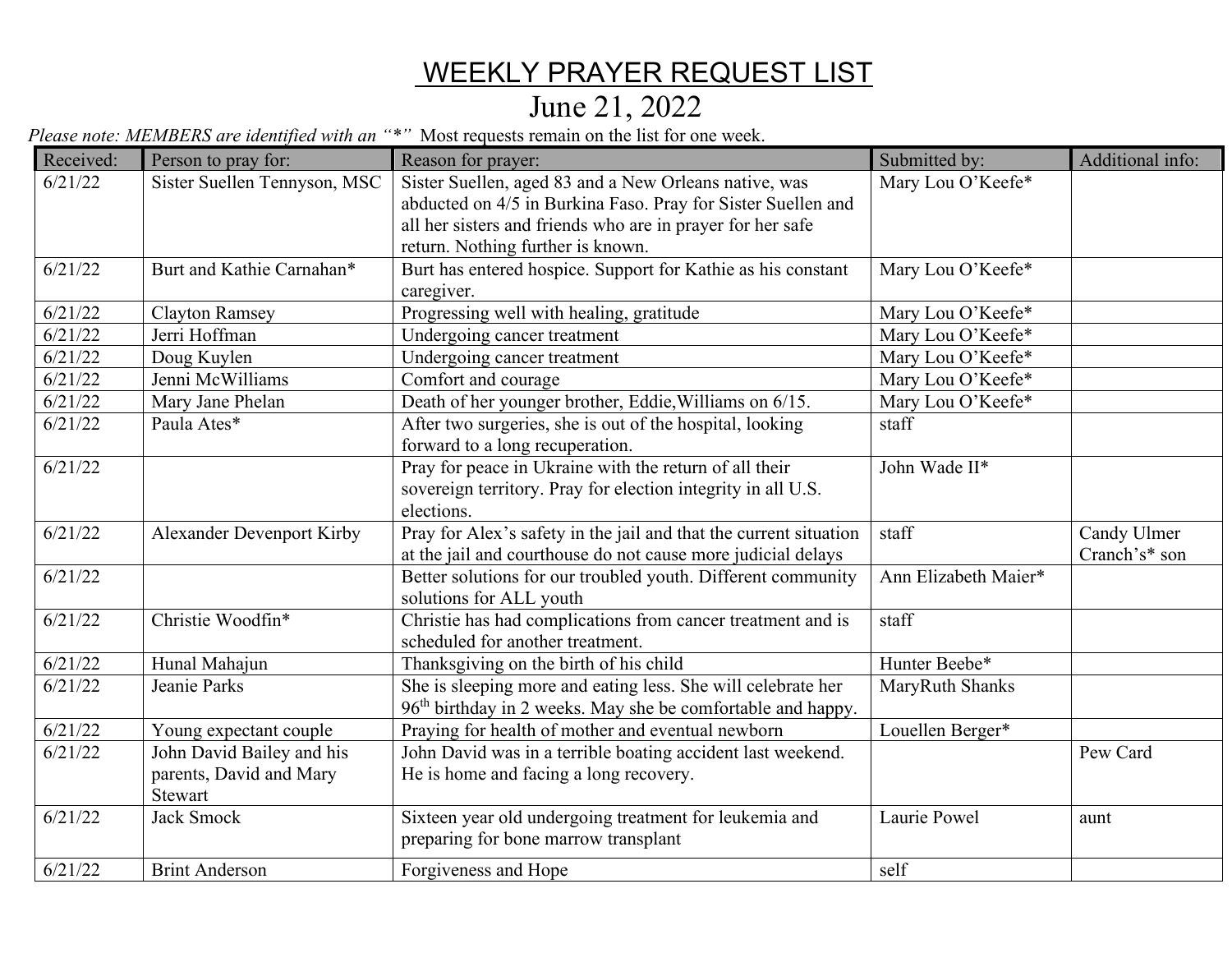# WEEKLY PREPARE REQUEST LIST

# WEEKLY PRAYER REQUEST LIST

## June 21, 2022

*Please note: MEMBERS are identified with an "*"* Most requests remain on the list for one week.

| Received: | Person to pray for: | Reason for prayer: | Submitted by: | Additional info: |
|---|---|---|---|---|
| 6/21/22 | Sister Suellen Tennyson, MSC | Sister Suellen, aged 83 and a New Orleans native, was abducted on 4/5 in Burkina Faso. Pray for Sister Suellen and all her sisters and friends who are in prayer for her safe return. Nothing further is known. | Mary Lou O'Keefe* | |
| 6/21/22 | Burt and Kathie Carnahan* | Burt has entered hospice. Support for Kathie as his constant caregiver. | Mary Lou O'Keefe* | |
| 6/21/22 | Clayton Ramsey | Progressing well with healing, gratitude | Mary Lou O'Keefe* | |
| 6/21/22 | Jerri Hoffman | Undergoing cancer treatment | Mary Lou O'Keefe* | |
| 6/21/22 | Doug Kuylen | Undergoing cancer treatment | Mary Lou O'Keefe* | |
| 6/21/22 | Jenni McWilliams | Comfort and courage | Mary Lou O'Keefe* | |
| 6/21/22 | Mary Jane Phelan | Death of her younger brother, Eddie,Williams on 6/15. | Mary Lou O'Keefe* | |
| 6/21/22 | Paula Ates* | After two surgeries, she is out of the hospital, looking forward to a long recuperation. | staff | |
| 6/21/22 | | Pray for peace in Ukraine with the return of all their sovereign territory. Pray for election integrity in all U.S. elections. | John Wade II* | |
| 6/21/22 | Alexander Devenport Kirby | Pray for Alex's safety in the jail and that the current situation at the jail and courthouse do not cause more judicial delays | staff | Candy Ulmer Cranch's* son |
| 6/21/22 | | Better solutions for our troubled youth. Different community solutions for ALL youth | Ann Elizabeth Maier* | |
| 6/21/22 | Christie Woodfin* | Christie has had complications from cancer treatment and is scheduled for another treatment. | staff | |
| 6/21/22 | Hunal Mahajun | Thanksgiving on the birth of his child | Hunter Beebe* | |
| 6/21/22 | Jeanie Parks | She is sleeping more and eating less. She will celebrate her 96th birthday in 2 weeks. May she be comfortable and happy. | MaryRuth Shanks | |
| 6/21/22 | Young expectant couple | Praying for health of mother and eventual newborn | Louellen Berger* | |
| 6/21/22 | John David Bailey and his parents, David and Mary Stewart | John David was in a terrible boating accident last weekend. He is home and facing a long recovery. | | Pew Card |
| 6/21/22 | Jack Smock | Sixteen year old undergoing treatment for leukemia and preparing for bone marrow transplant | Laurie Powel | aunt |
| 6/21/22 | Brint Anderson | Forgiveness and Hope | self | |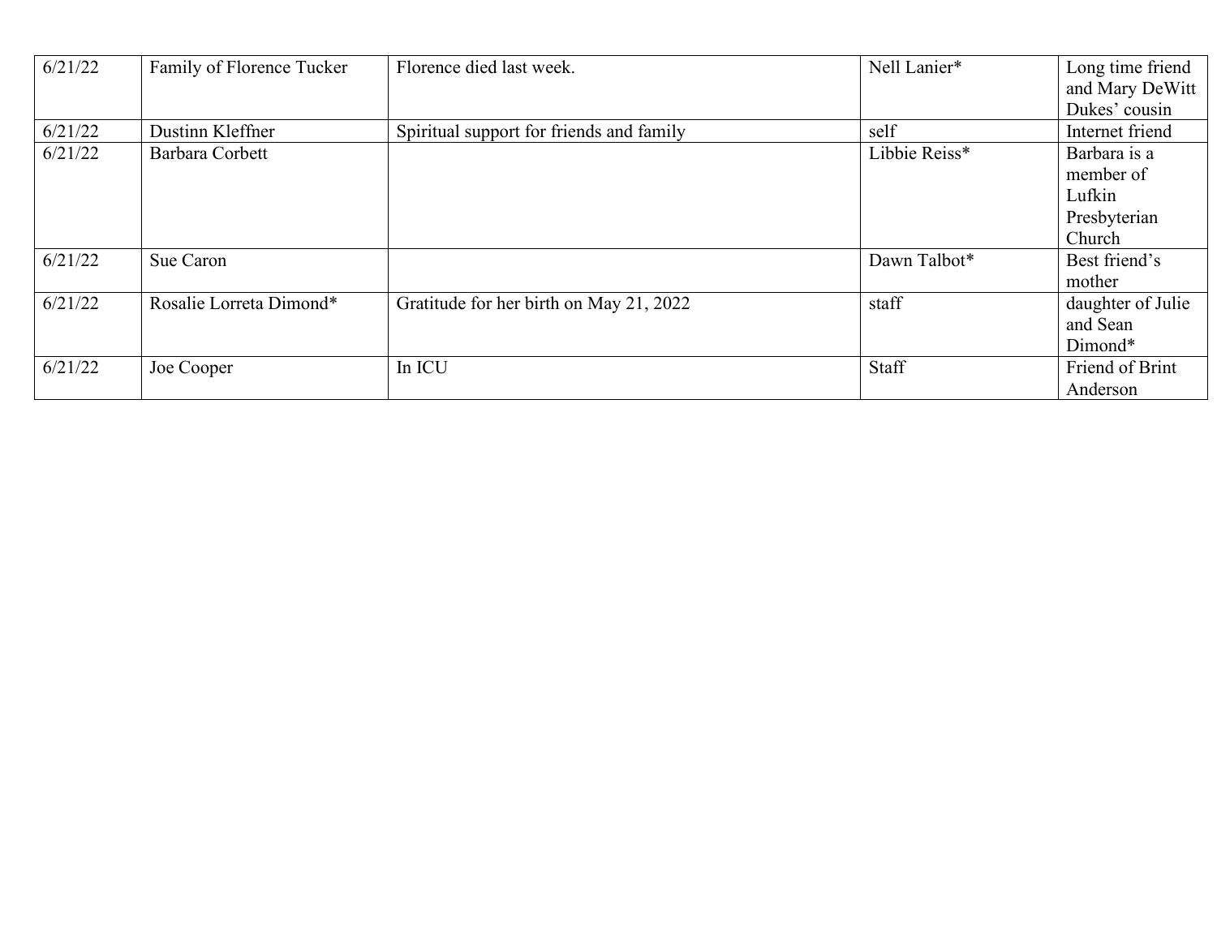| | | | | |
|---|---|---|---|---|
| 6/21/22 | Family of Florence Tucker | Florence died last week. | Nell Lanier* | Long time friend and Mary DeWitt Dukes' cousin |
| 6/21/22 | Dustinn Kleffner | Spiritual support for friends and family | self | Internet friend |
| 6/21/22 | Barbara Corbett | | Libbie Reiss* | Barbara is a member of Lufkin Presbyterian Church |
| 6/21/22 | Sue Caron | | Dawn Talbot* | Best friend's mother |
| 6/21/22 | Rosalie Lorreta Dimond* | Gratitude for her birth on May 21, 2022 | staff | daughter of Julie and Sean Dimond* |
| 6/21/22 | Joe Cooper | In ICU | Staff | Friend of Brint Anderson |